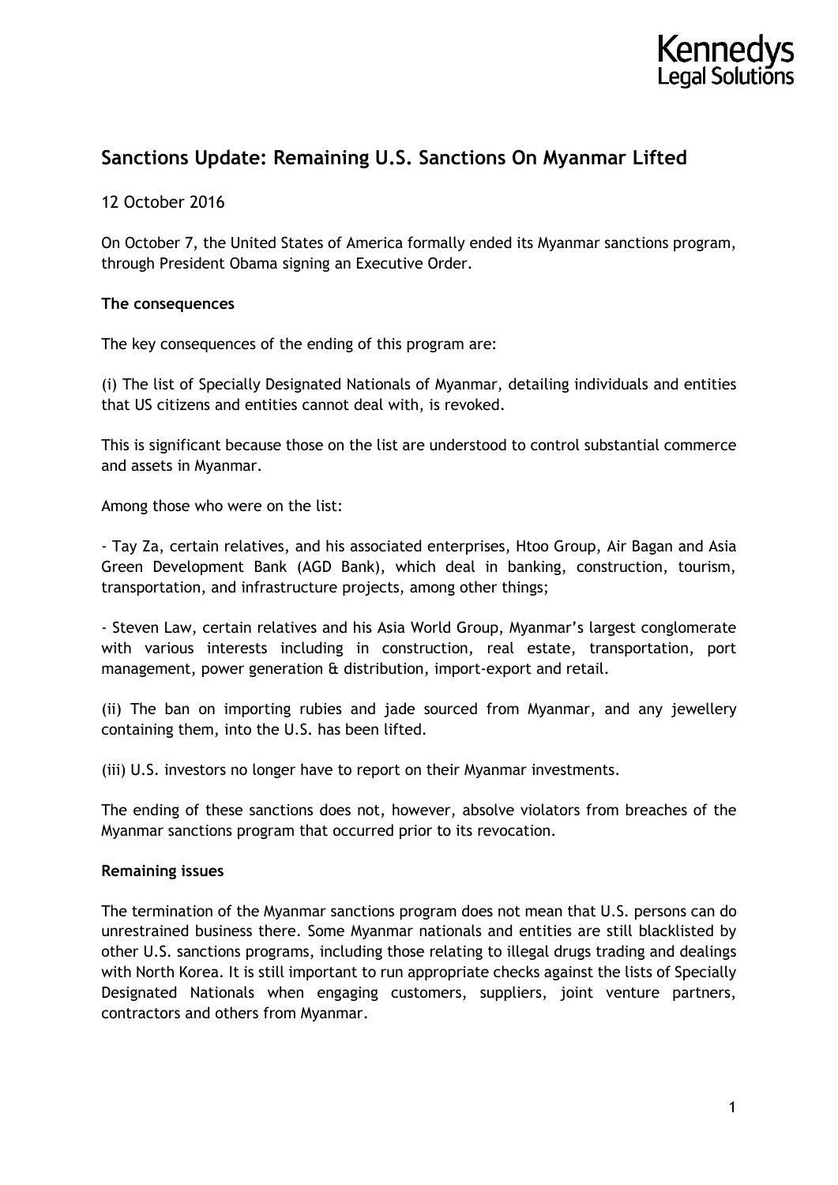# Sanctions Update: Remaining U.S. Sanctions On Myanmar Lifted

12 October 2016

On October 7, the United States of America formally ended its Myanmar sanctions program, through President Obama signing an Executive Order.

**The consequences**

The key consequences of the ending of this program are:

(i) The list of Specially Designated Nationals of Myanmar, detailing individuals and entities that US citizens and entities cannot deal with, is revoked.

This is significant because those on the list are understood to control substantial commerce and assets in Myanmar.

Among those who were on the list:

- Tay Za, certain relatives, and his associated enterprises, Htoo Group, Air Bagan and Asia Green Development Bank (AGD Bank), which deal in banking, construction, tourism, transportation, and infrastructure projects, among other things;

- Steven Law, certain relatives and his Asia World Group, Myanmar's largest conglomerate with various interests including in construction, real estate, transportation, port management, power generation & distribution, import-export and retail.

(ii) The ban on importing rubies and jade sourced from Myanmar, and any jewellery containing them, into the U.S. has been lifted.

(iii) U.S. investors no longer have to report on their Myanmar investments.

The ending of these sanctions does not, however, absolve violators from breaches of the Myanmar sanctions program that occurred prior to its revocation.

**Remaining issues**

The termination of the Myanmar sanctions program does not mean that U.S. persons can do unrestrained business there. Some Myanmar nationals and entities are still blacklisted by other U.S. sanctions programs, including those relating to illegal drugs trading and dealings with North Korea. It is still important to run appropriate checks against the lists of Specially Designated Nationals when engaging customers, suppliers, joint venture partners, contractors and others from Myanmar.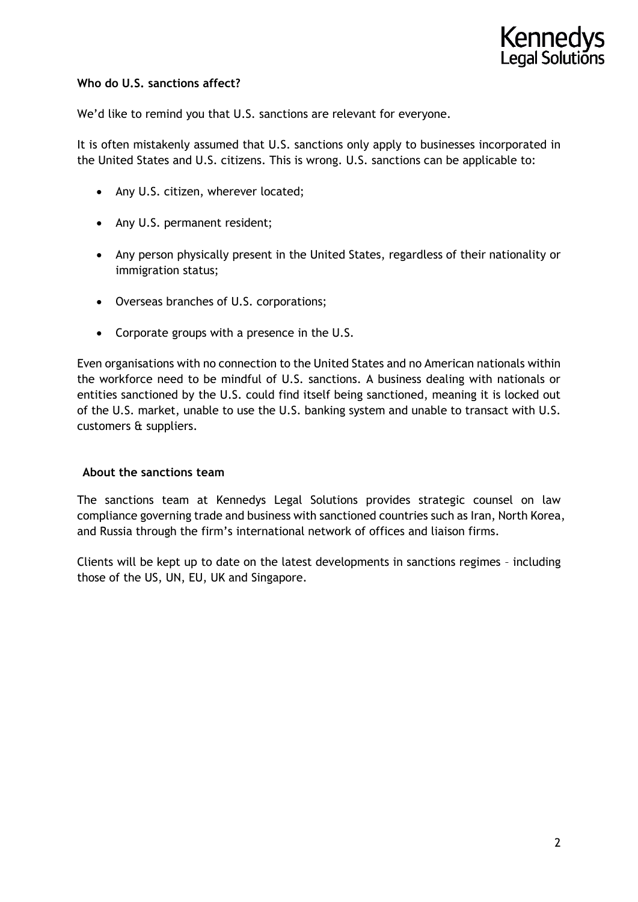**Who do U.S. sanctions affect?**

We'd like to remind you that U.S. sanctions are relevant for everyone.

It is often mistakenly assumed that U.S. sanctions only apply to businesses incorporated in the United States and U.S. citizens. This is wrong. U.S. sanctions can be applicable to:

- Any U.S. citizen, wherever located;
- Any U.S. permanent resident;
- Any person physically present in the United States, regardless of their nationality or immigration status;
- Overseas branches of U.S. corporations;
- Corporate groups with a presence in the U.S.

Even organisations with no connection to the United States and no American nationals within the workforce need to be mindful of U.S. sanctions. A business dealing with nationals or entities sanctioned by the U.S. could find itself being sanctioned, meaning it is locked out of the U.S. market, unable to use the U.S. banking system and unable to transact with U.S. customers & suppliers.

**About the sanctions team**

The sanctions team at Kennedys Legal Solutions provides strategic counsel on law compliance governing trade and business with sanctioned countries such as Iran, North Korea, and Russia through the firm's international network of offices and liaison firms.

Clients will be kept up to date on the latest developments in sanctions regimes – including those of the US, UN, EU, UK and Singapore.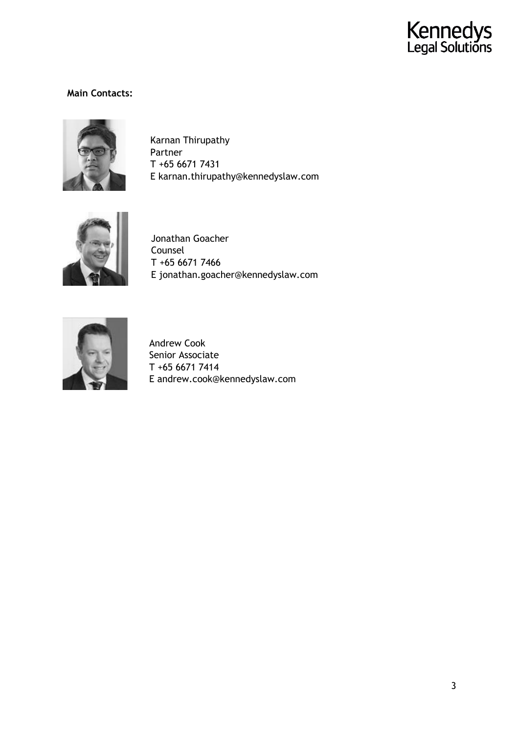**Main Contacts:**

Karnan Thirupathy
Partner
T +65 6671 7431
E karnan.thirupathy@kennedyslaw.com

Jonathan Goacher
Counsel
T +65 6671 7466
E jonathan.goacher@kennedyslaw.com

Andrew Cook
Senior Associate
T +65 6671 7414
E andrew.cook@kennedyslaw.com